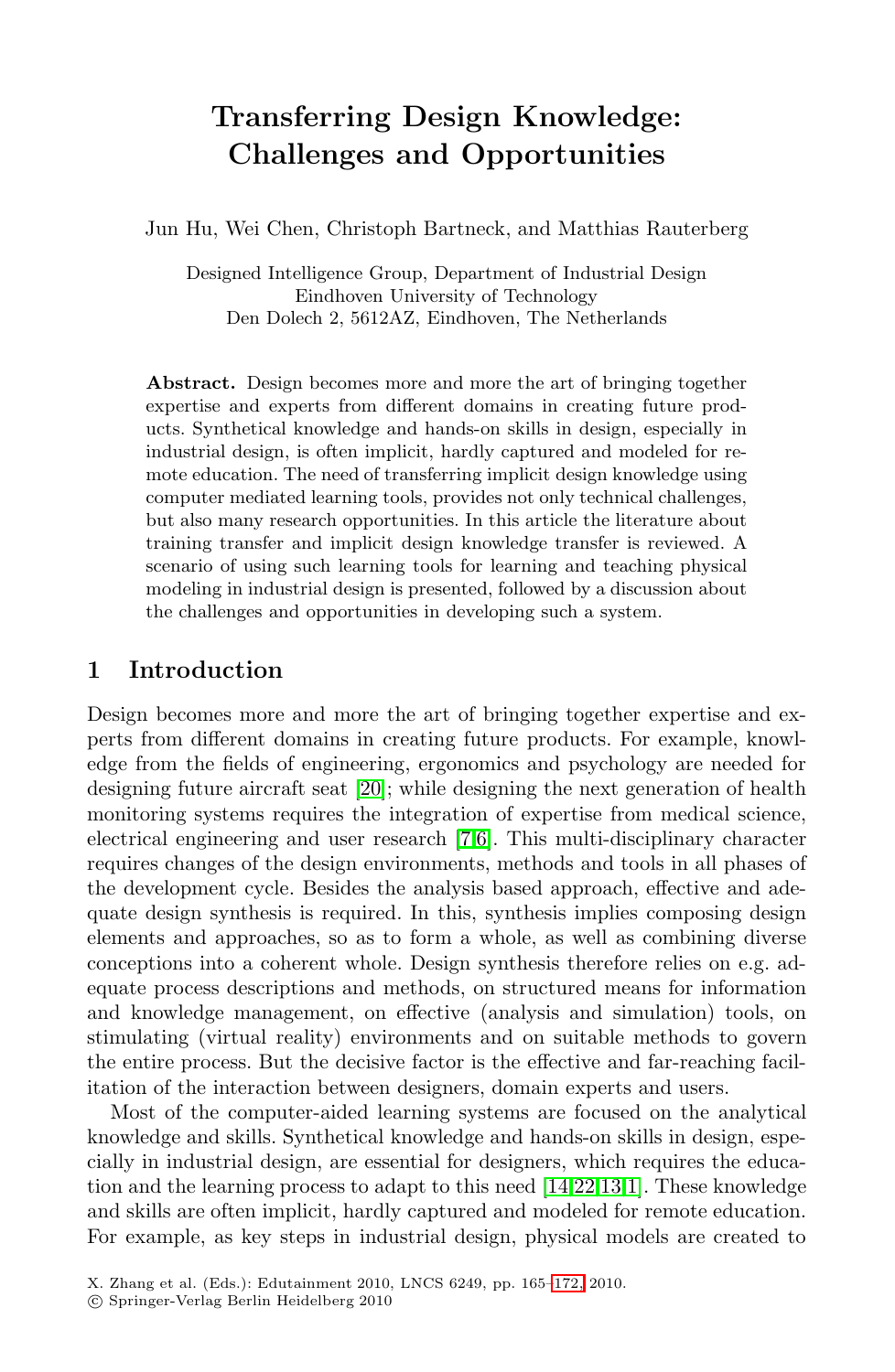# Transferring Design Knowledge: Challenges and Opportunities

Jun Hu, Wei Chen, Christoph Bartneck, and Matthias Rauterberg

Designed Intelligence Group, Department of Industrial Design
Eindhoven University of Technology
Den Dolech 2, 5612AZ, Eindhoven, The Netherlands

**Abstract.** Design becomes more and more the art of bringing together expertise and experts from different domains in creating future products. Synthetical knowledge and hands-on skills in design, especially in industrial design, is often implicit, hardly captured and modeled for remote education. The need of transferring implicit design knowledge using computer mediated learning tools, provides not only technical challenges, but also many research opportunities. In this article the literature about training transfer and implicit design knowledge transfer is reviewed. A scenario of using such learning tools for learning and teaching physical modeling in industrial design is presented, followed by a discussion about the challenges and opportunities in developing such a system.

## 1 Introduction

Design becomes more and more the art of bringing together expertise and experts from different domains in creating future products. For example, knowledge from the fields of engineering, ergonomics and psychology are needed for designing future aircraft seat [20]; while designing the next generation of health monitoring systems requires the integration of expertise from medical science, electrical engineering and user research [7,6]. This multi-disciplinary character requires changes of the design environments, methods and tools in all phases of the development cycle. Besides the analysis based approach, effective and adequate design synthesis is required. In this, synthesis implies composing design elements and approaches, so as to form a whole, as well as combining diverse conceptions into a coherent whole. Design synthesis therefore relies on e.g. adequate process descriptions and methods, on structured means for information and knowledge management, on effective (analysis and simulation) tools, on stimulating (virtual reality) environments and on suitable methods to govern the entire process. But the decisive factor is the effective and far-reaching facilitation of the interaction between designers, domain experts and users.

Most of the computer-aided learning systems are focused on the analytical knowledge and skills. Synthetical knowledge and hands-on skills in design, especially in industrial design, are essential for designers, which requires the education and the learning process to adapt to this need [14,22,13,1]. These knowledge and skills are often implicit, hardly captured and modeled for remote education. For example, as key steps in industrial design, physical models are created to

X. Zhang et al. (Eds.): Edutainment 2010, LNCS 6249, pp. 165–172, 2010.
© Springer-Verlag Berlin Heidelberg 2010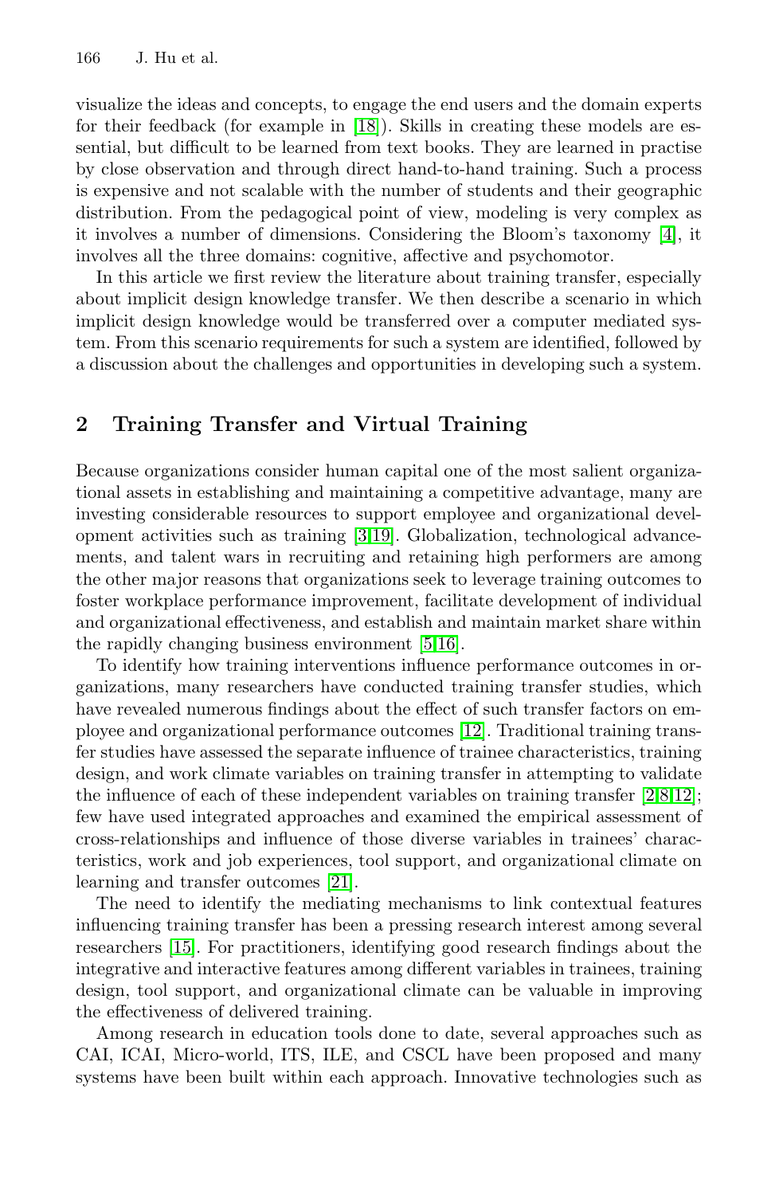visualize the ideas and concepts, to engage the end users and the domain experts for their feedback (for example in [18]). Skills in creating these models are essential, but difficult to be learned from text books. They are learned in practise by close observation and through direct hand-to-hand training. Such a process is expensive and not scalable with the number of students and their geographic distribution. From the pedagogical point of view, modeling is very complex as it involves a number of dimensions. Considering the Bloom's taxonomy [4], it involves all the three domains: cognitive, affective and psychomotor.

In this article we first review the literature about training transfer, especially about implicit design knowledge transfer. We then describe a scenario in which implicit design knowledge would be transferred over a computer mediated system. From this scenario requirements for such a system are identified, followed by a discussion about the challenges and opportunities in developing such a system.

## 2 Training Transfer and Virtual Training

Because organizations consider human capital one of the most salient organizational assets in establishing and maintaining a competitive advantage, many are investing considerable resources to support employee and organizational development activities such as training [3,19]. Globalization, technological advancements, and talent wars in recruiting and retaining high performers are among the other major reasons that organizations seek to leverage training outcomes to foster workplace performance improvement, facilitate development of individual and organizational effectiveness, and establish and maintain market share within the rapidly changing business environment [5,16].

To identify how training interventions influence performance outcomes in organizations, many researchers have conducted training transfer studies, which have revealed numerous findings about the effect of such transfer factors on employee and organizational performance outcomes [12]. Traditional training transfer studies have assessed the separate influence of trainee characteristics, training design, and work climate variables on training transfer in attempting to validate the influence of each of these independent variables on training transfer [2,8,12]; few have used integrated approaches and examined the empirical assessment of cross-relationships and influence of those diverse variables in trainees' characteristics, work and job experiences, tool support, and organizational climate on learning and transfer outcomes [21].

The need to identify the mediating mechanisms to link contextual features influencing training transfer has been a pressing research interest among several researchers [15]. For practitioners, identifying good research findings about the integrative and interactive features among different variables in trainees, training design, tool support, and organizational climate can be valuable in improving the effectiveness of delivered training.

Among research in education tools done to date, several approaches such as CAI, ICAI, Micro-world, ITS, ILE, and CSCL have been proposed and many systems have been built within each approach. Innovative technologies such as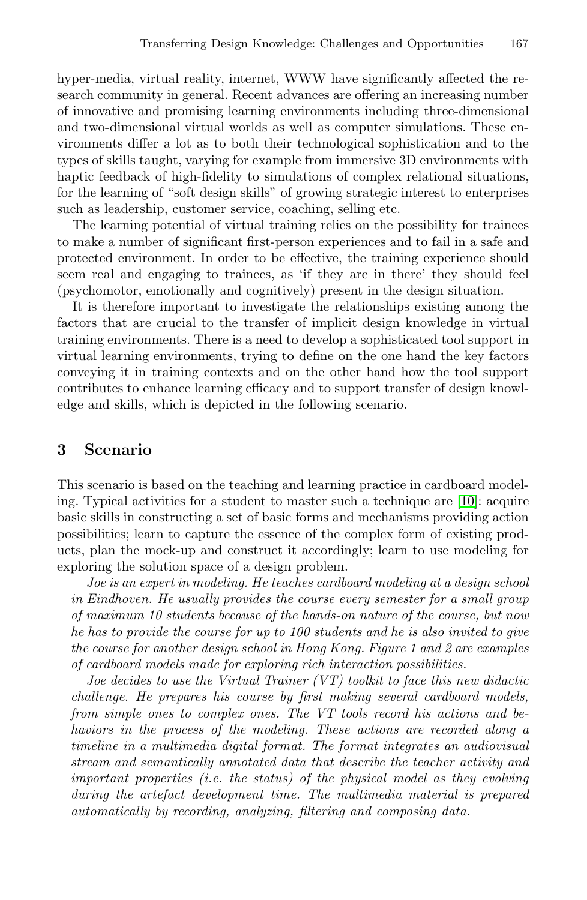hyper-media, virtual reality, internet, WWW have significantly affected the research community in general. Recent advances are offering an increasing number of innovative and promising learning environments including three-dimensional and two-dimensional virtual worlds as well as computer simulations. These environments differ a lot as to both their technological sophistication and to the types of skills taught, varying for example from immersive 3D environments with haptic feedback of high-fidelity to simulations of complex relational situations, for the learning of "soft design skills" of growing strategic interest to enterprises such as leadership, customer service, coaching, selling etc.

The learning potential of virtual training relies on the possibility for trainees to make a number of significant first-person experiences and to fail in a safe and protected environment. In order to be effective, the training experience should seem real and engaging to trainees, as 'if they are in there' they should feel (psychomotor, emotionally and cognitively) present in the design situation.

It is therefore important to investigate the relationships existing among the factors that are crucial to the transfer of implicit design knowledge in virtual training environments. There is a need to develop a sophisticated tool support in virtual learning environments, trying to define on the one hand the key factors conveying it in training contexts and on the other hand how the tool support contributes to enhance learning efficacy and to support transfer of design knowledge and skills, which is depicted in the following scenario.

## 3 Scenario

This scenario is based on the teaching and learning practice in cardboard modeling. Typical activities for a student to master such a technique are [10]: acquire basic skills in constructing a set of basic forms and mechanisms providing action possibilities; learn to capture the essence of the complex form of existing products, plan the mock-up and construct it accordingly; learn to use modeling for exploring the solution space of a design problem.

*Joe is an expert in modeling. He teaches cardboard modeling at a design school in Eindhoven. He usually provides the course every semester for a small group of maximum 10 students because of the hands-on nature of the course, but now he has to provide the course for up to 100 students and he is also invited to give the course for another design school in Hong Kong. Figure 1 and 2 are examples of cardboard models made for exploring rich interaction possibilities.*

*Joe decides to use the Virtual Trainer (VT) toolkit to face this new didactic challenge. He prepares his course by first making several cardboard models, from simple ones to complex ones. The VT tools record his actions and behaviors in the process of the modeling. These actions are recorded along a timeline in a multimedia digital format. The format integrates an audiovisual stream and semantically annotated data that describe the teacher activity and important properties (i.e. the status) of the physical model as they evolving during the artefact development time. The multimedia material is prepared automatically by recording, analyzing, filtering and composing data.*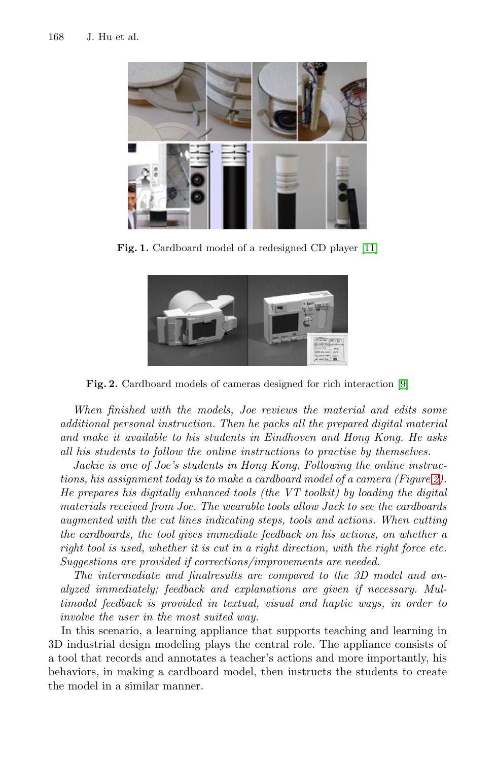**Fig. 1.** Cardboard model of a redesigned CD player [11]

**Fig. 2.** Cardboard models of cameras designed for rich interaction [9]

*When finished with the models, Joe reviews the material and edits some additional personal instruction. Then he packs all the prepared digital material and make it available to his students in Eindhoven and Hong Kong. He asks all his students to follow the online instructions to practise by themselves.*

*Jackie is one of Joe's students in Hong Kong. Following the online instructions, his assignment today is to make a cardboard model of a camera (Figure 2). He prepares his digitally enhanced tools (the VT toolkit) by loading the digital materials received from Joe. The wearable tools allow Jack to see the cardboards augmented with the cut lines indicating steps, tools and actions. When cutting the cardboards, the tool gives immediate feedback on his actions, on whether a right tool is used, whether it is cut in a right direction, with the right force etc. Suggestions are provided if corrections/improvements are needed.*

*The intermediate and finalresults are compared to the 3D model and analyzed immediately; feedback and explanations are given if necessary. Multimodal feedback is provided in textual, visual and haptic ways, in order to involve the user in the most suited way.*

In this scenario, a learning appliance that supports teaching and learning in 3D industrial design modeling plays the central role. The appliance consists of a tool that records and annotates a teacher's actions and more importantly, his behaviors, in making a cardboard model, then instructs the students to create the model in a similar manner.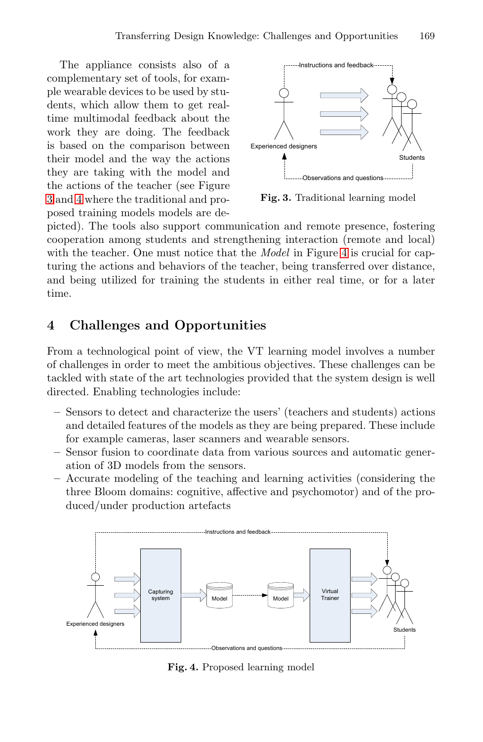The appliance consists also of a complementary set of tools, for example wearable devices to be used by students, which allow them to get real-time multimodal feedback about the work they are doing. The feedback is based on the comparison between their model and the way the actions they are taking with the model and the actions of the teacher (see Figure 3 and 4 where the traditional and proposed training models models are depicted). The tools also support communication and remote presence, fostering cooperation among students and strengthening interaction (remote and local) with the teacher. One must notice that the *Model* in Figure 4 is crucial for capturing the actions and behaviors of the teacher, being transferred over distance, and being utilized for training the students in either real time, or for a later time.

**Fig. 3.** Traditional learning model

## 4 Challenges and Opportunities

From a technological point of view, the VT learning model involves a number of challenges in order to meet the ambitious objectives. These challenges can be tackled with state of the art technologies provided that the system design is well directed. Enabling technologies include:

- Sensors to detect and characterize the users' (teachers and students) actions and detailed features of the models as they are being prepared. These include for example cameras, laser scanners and wearable sensors.
- Sensor fusion to coordinate data from various sources and automatic generation of 3D models from the sensors.
- Accurate modeling of the teaching and learning activities (considering the three Bloom domains: cognitive, affective and psychomotor) and of the produced/under production artefacts

**Fig. 4.** Proposed learning model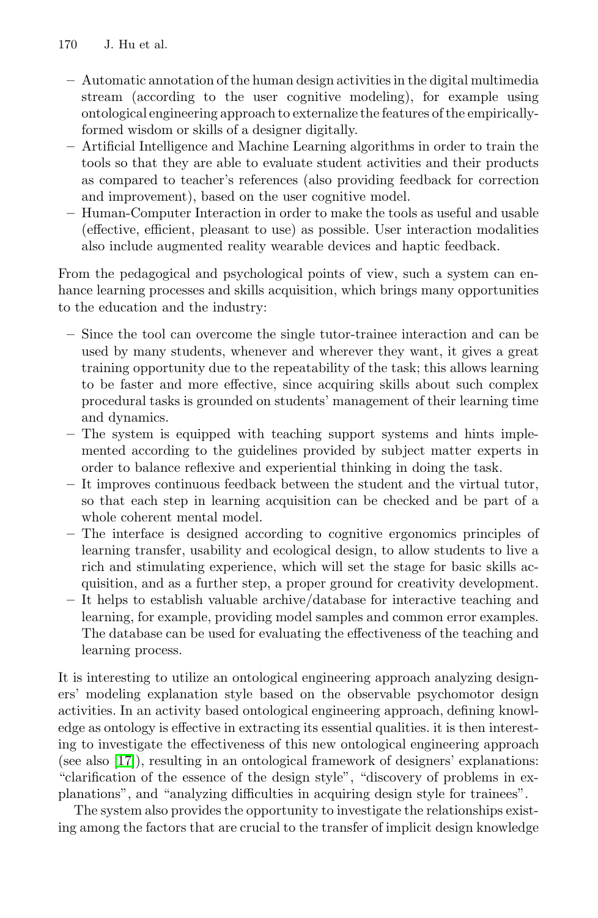- Automatic annotation of the human design activities in the digital multimedia stream (according to the user cognitive modeling), for example using ontological engineering approach to externalize the features of the empirically-formed wisdom or skills of a designer digitally.
- Artificial Intelligence and Machine Learning algorithms in order to train the tools so that they are able to evaluate student activities and their products as compared to teacher's references (also providing feedback for correction and improvement), based on the user cognitive model.
- Human-Computer Interaction in order to make the tools as useful and usable (effective, efficient, pleasant to use) as possible. User interaction modalities also include augmented reality wearable devices and haptic feedback.

From the pedagogical and psychological points of view, such a system can enhance learning processes and skills acquisition, which brings many opportunities to the education and the industry:

- Since the tool can overcome the single tutor-trainee interaction and can be used by many students, whenever and wherever they want, it gives a great training opportunity due to the repeatability of the task; this allows learning to be faster and more effective, since acquiring skills about such complex procedural tasks is grounded on students' management of their learning time and dynamics.
- The system is equipped with teaching support systems and hints implemented according to the guidelines provided by subject matter experts in order to balance reflexive and experiential thinking in doing the task.
- It improves continuous feedback between the student and the virtual tutor, so that each step in learning acquisition can be checked and be part of a whole coherent mental model.
- The interface is designed according to cognitive ergonomics principles of learning transfer, usability and ecological design, to allow students to live a rich and stimulating experience, which will set the stage for basic skills acquisition, and as a further step, a proper ground for creativity development.
- It helps to establish valuable archive/database for interactive teaching and learning, for example, providing model samples and common error examples. The database can be used for evaluating the effectiveness of the teaching and learning process.

It is interesting to utilize an ontological engineering approach analyzing designers' modeling explanation style based on the observable psychomotor design activities. In an activity based ontological engineering approach, defining knowledge as ontology is effective in extracting its essential qualities. it is then interesting to investigate the effectiveness of this new ontological engineering approach (see also [17]), resulting in an ontological framework of designers' explanations: "clarification of the essence of the design style", "discovery of problems in explanations", and "analyzing difficulties in acquiring design style for trainees".

The system also provides the opportunity to investigate the relationships existing among the factors that are crucial to the transfer of implicit design knowledge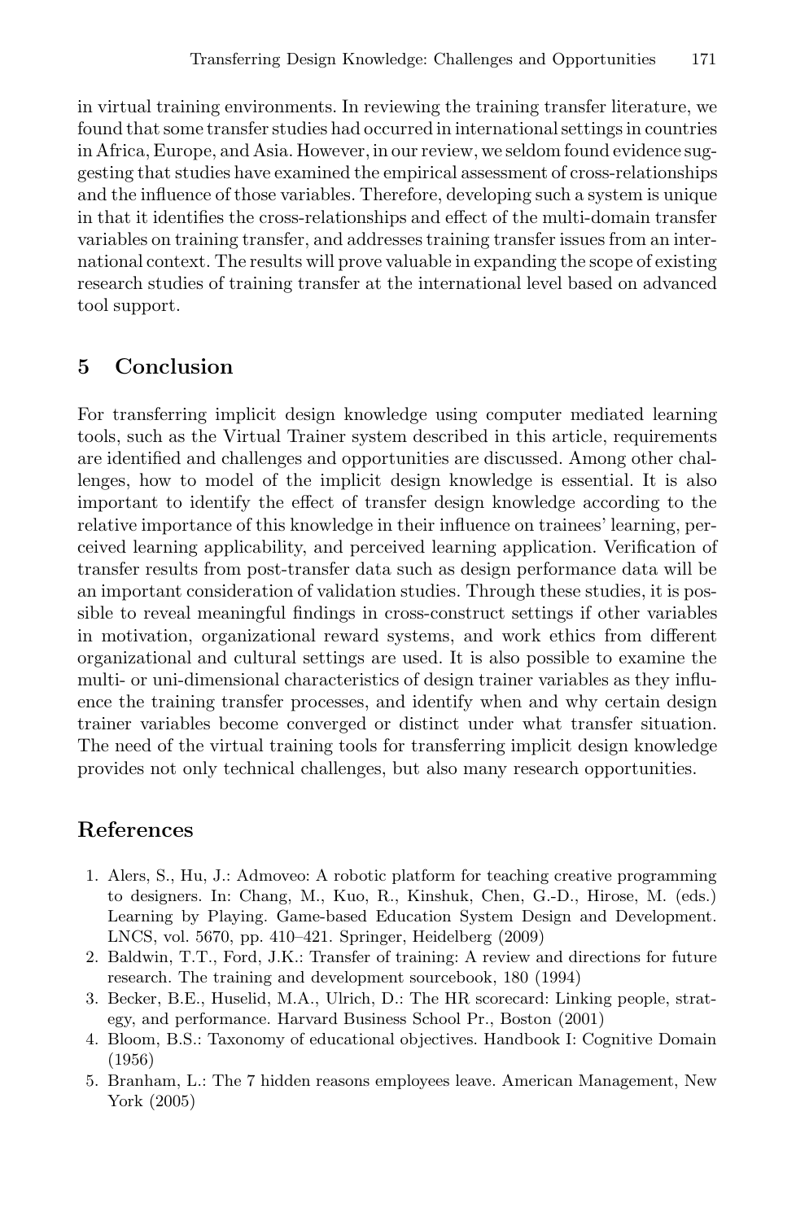in virtual training environments. In reviewing the training transfer literature, we found that some transfer studies had occurred in international settings in countries in Africa, Europe, and Asia. However, in our review, we seldom found evidence suggesting that studies have examined the empirical assessment of cross-relationships and the influence of those variables. Therefore, developing such a system is unique in that it identifies the cross-relationships and effect of the multi-domain transfer variables on training transfer, and addresses training transfer issues from an international context. The results will prove valuable in expanding the scope of existing research studies of training transfer at the international level based on advanced tool support.

## 5 Conclusion

For transferring implicit design knowledge using computer mediated learning tools, such as the Virtual Trainer system described in this article, requirements are identified and challenges and opportunities are discussed. Among other challenges, how to model of the implicit design knowledge is essential. It is also important to identify the effect of transfer design knowledge according to the relative importance of this knowledge in their influence on trainees' learning, perceived learning applicability, and perceived learning application. Verification of transfer results from post-transfer data such as design performance data will be an important consideration of validation studies. Through these studies, it is possible to reveal meaningful findings in cross-construct settings if other variables in motivation, organizational reward systems, and work ethics from different organizational and cultural settings are used. It is also possible to examine the multi- or uni-dimensional characteristics of design trainer variables as they influence the training transfer processes, and identify when and why certain design trainer variables become converged or distinct under what transfer situation. The need of the virtual training tools for transferring implicit design knowledge provides not only technical challenges, but also many research opportunities.

## References

1. Alers, S., Hu, J.: Admoveo: A robotic platform for teaching creative programming to designers. In: Chang, M., Kuo, R., Kinshuk, Chen, G.-D., Hirose, M. (eds.) Learning by Playing. Game-based Education System Design and Development. LNCS, vol. 5670, pp. 410–421. Springer, Heidelberg (2009)
2. Baldwin, T.T., Ford, J.K.: Transfer of training: A review and directions for future research. The training and development sourcebook, 180 (1994)
3. Becker, B.E., Huselid, M.A., Ulrich, D.: The HR scorecard: Linking people, strategy, and performance. Harvard Business School Pr., Boston (2001)
4. Bloom, B.S.: Taxonomy of educational objectives. Handbook I: Cognitive Domain (1956)
5. Branham, L.: The 7 hidden reasons employees leave. American Management, New York (2005)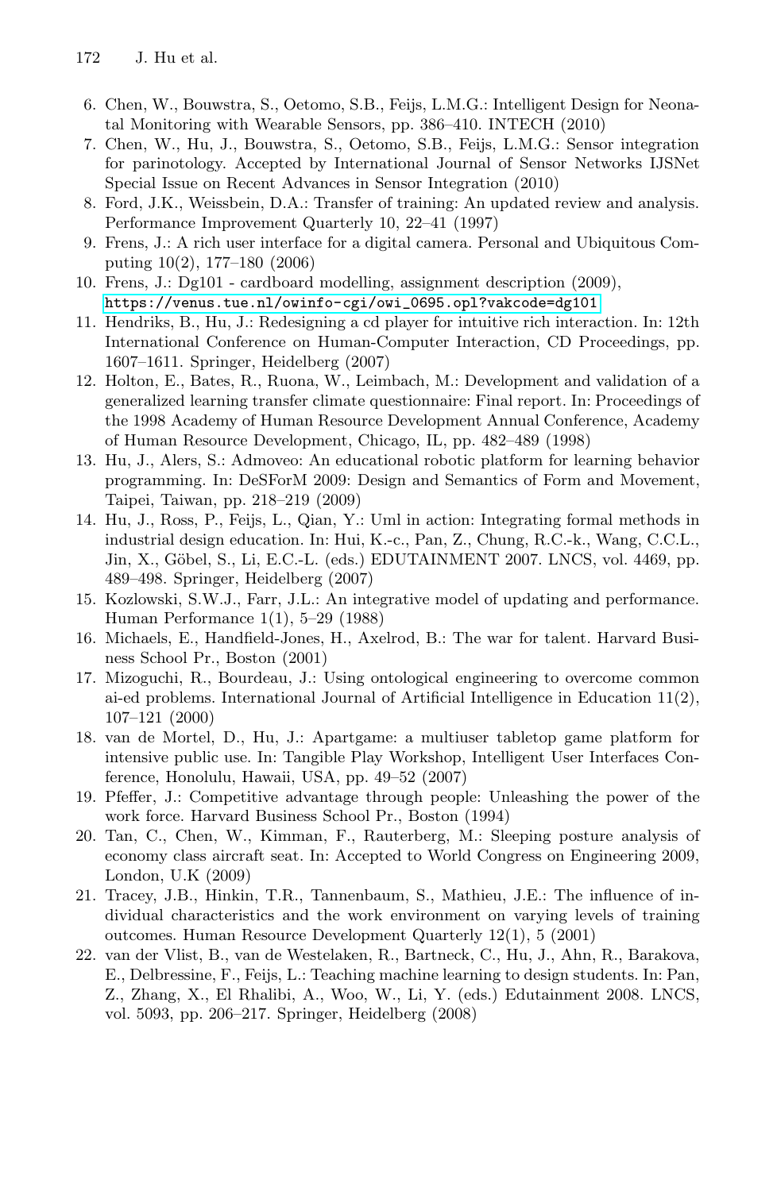6. Chen, W., Bouwstra, S., Oetomo, S.B., Feijs, L.M.G.: Intelligent Design for Neonatal Monitoring with Wearable Sensors, pp. 386–410. INTECH (2010)
7. Chen, W., Hu, J., Bouwstra, S., Oetomo, S.B., Feijs, L.M.G.: Sensor integration for parinotology. Accepted by International Journal of Sensor Networks IJSNet Special Issue on Recent Advances in Sensor Integration (2010)
8. Ford, J.K., Weissbein, D.A.: Transfer of training: An updated review and analysis. Performance Improvement Quarterly 10, 22–41 (1997)
9. Frens, J.: A rich user interface for a digital camera. Personal and Ubiquitous Computing 10(2), 177–180 (2006)
10. Frens, J.: Dg101 - cardboard modelling, assignment description (2009), https://venus.tue.nl/owinfo-cgi/owi_0695.opl?vakcode=dg101
11. Hendriks, B., Hu, J.: Redesigning a cd player for intuitive rich interaction. In: 12th International Conference on Human-Computer Interaction, CD Proceedings, pp. 1607–1611. Springer, Heidelberg (2007)
12. Holton, E., Bates, R., Ruona, W., Leimbach, M.: Development and validation of a generalized learning transfer climate questionnaire: Final report. In: Proceedings of the 1998 Academy of Human Resource Development Annual Conference, Academy of Human Resource Development, Chicago, IL, pp. 482–489 (1998)
13. Hu, J., Alers, S.: Admoveo: An educational robotic platform for learning behavior programming. In: DeSForM 2009: Design and Semantics of Form and Movement, Taipei, Taiwan, pp. 218–219 (2009)
14. Hu, J., Ross, P., Feijs, L., Qian, Y.: Uml in action: Integrating formal methods in industrial design education. In: Hui, K.-c., Pan, Z., Chung, R.C.-k., Wang, C.C.L., Jin, X., Göbel, S., Li, E.C.-L. (eds.) EDUTAINMENT 2007. LNCS, vol. 4469, pp. 489–498. Springer, Heidelberg (2007)
15. Kozlowski, S.W.J., Farr, J.L.: An integrative model of updating and performance. Human Performance 1(1), 5–29 (1988)
16. Michaels, E., Handfield-Jones, H., Axelrod, B.: The war for talent. Harvard Business School Pr., Boston (2001)
17. Mizoguchi, R., Bourdeau, J.: Using ontological engineering to overcome common ai-ed problems. International Journal of Artificial Intelligence in Education 11(2), 107–121 (2000)
18. van de Mortel, D., Hu, J.: Apartgame: a multiuser tabletop game platform for intensive public use. In: Tangible Play Workshop, Intelligent User Interfaces Conference, Honolulu, Hawaii, USA, pp. 49–52 (2007)
19. Pfeffer, J.: Competitive advantage through people: Unleashing the power of the work force. Harvard Business School Pr., Boston (1994)
20. Tan, C., Chen, W., Kimman, F., Rauterberg, M.: Sleeping posture analysis of economy class aircraft seat. In: Accepted to World Congress on Engineering 2009, London, U.K (2009)
21. Tracey, J.B., Hinkin, T.R., Tannenbaum, S., Mathieu, J.E.: The influence of individual characteristics and the work environment on varying levels of training outcomes. Human Resource Development Quarterly 12(1), 5 (2001)
22. van der Vlist, B., van de Westelaken, R., Bartneck, C., Hu, J., Ahn, R., Barakova, E., Delbressine, F., Feijs, L.: Teaching machine learning to design students. In: Pan, Z., Zhang, X., El Rhalibi, A., Woo, W., Li, Y. (eds.) Edutainment 2008. LNCS, vol. 5093, pp. 206–217. Springer, Heidelberg (2008)